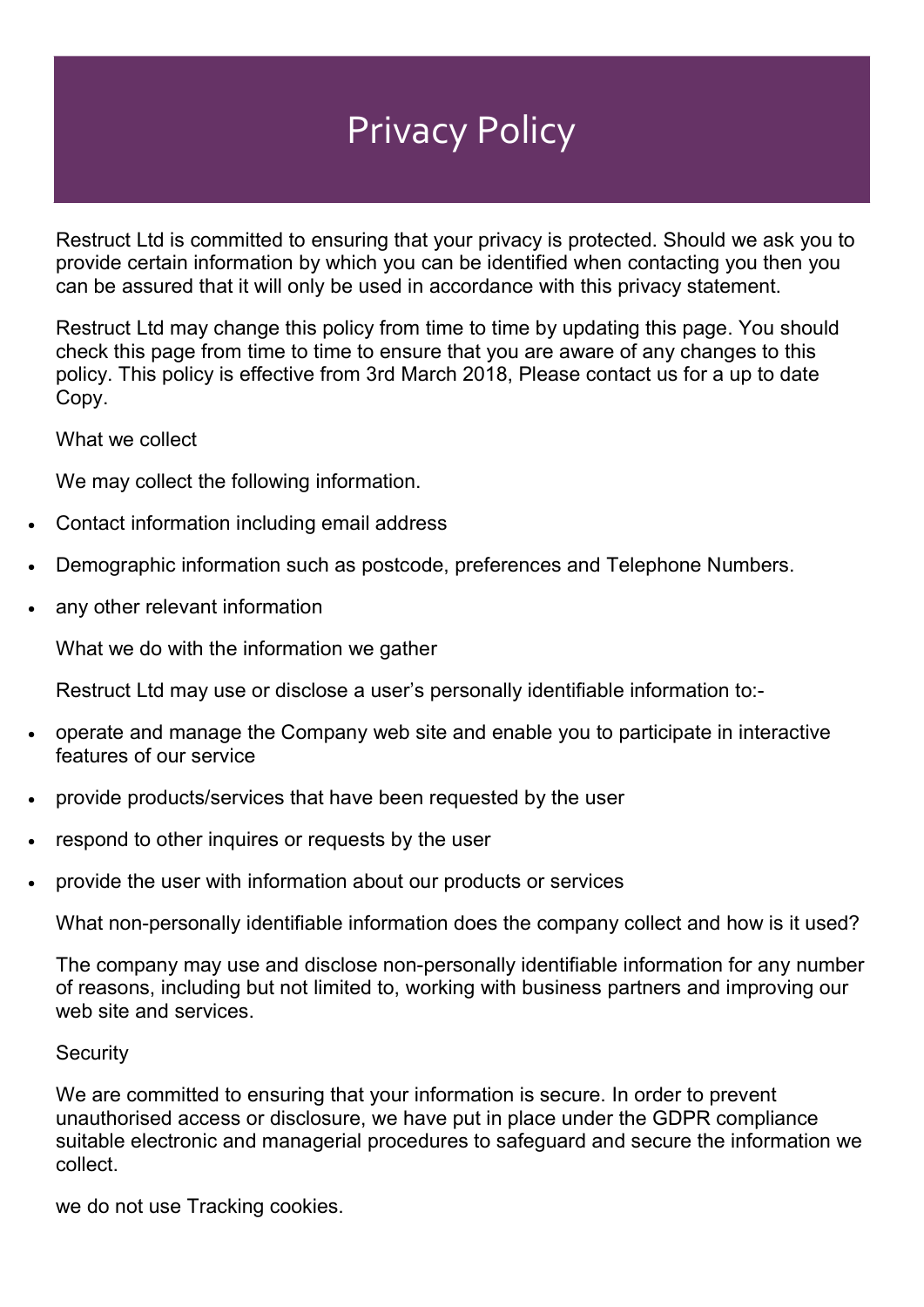# Privacy Policy

Restruct Ltd is committed to ensuring that your privacy is protected. Should we ask you to provide certain information by which you can be identified when contacting you then you can be assured that it will only be used in accordance with this privacy statement.

Restruct Ltd may change this policy from time to time by updating this page. You should check this page from time to time to ensure that you are aware of any changes to this policy. This policy is effective from 3rd March 2018, Please contact us for a up to date Copy.

What we collect

We may collect the following information.

- Contact information including email address
- Demographic information such as postcode, preferences and Telephone Numbers.
- any other relevant information

What we do with the information we gather

Restruct Ltd may use or disclose a user's personally identifiable information to:-

- operate and manage the Company web site and enable you to participate in interactive features of our service
- provide products/services that have been requested by the user
- respond to other inquires or requests by the user
- provide the user with information about our products or services

What non-personally identifiable information does the company collect and how is it used?

The company may use and disclose non-personally identifiable information for any number of reasons, including but not limited to, working with business partners and improving our web site and services.

Security

We are committed to ensuring that your information is secure. In order to prevent unauthorised access or disclosure, we have put in place under the GDPR compliance suitable electronic and managerial procedures to safeguard and secure the information we collect.

we do not use Tracking cookies.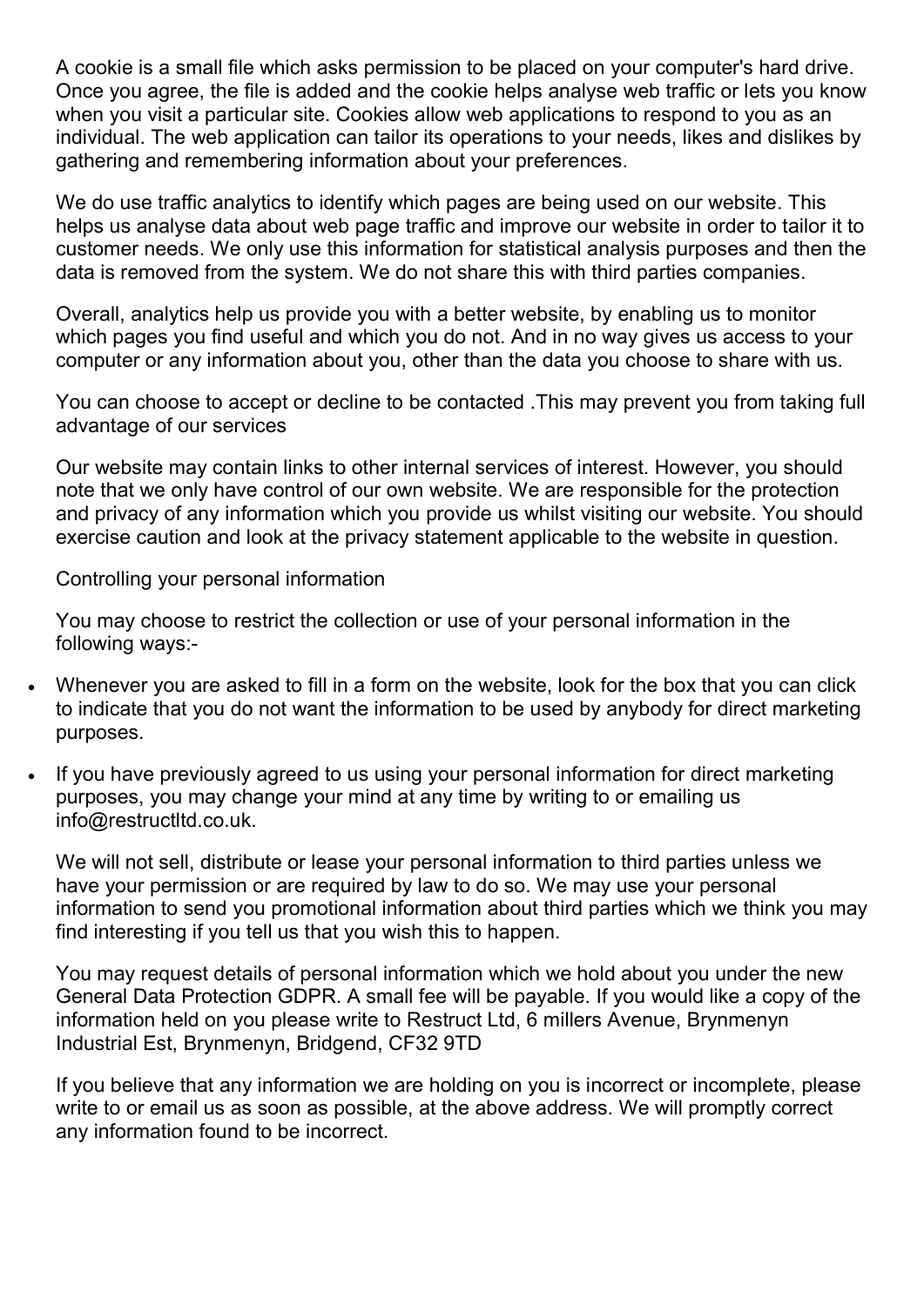A cookie is a small file which asks permission to be placed on your computer's hard drive. Once you agree, the file is added and the cookie helps analyse web traffic or lets you know when you visit a particular site. Cookies allow web applications to respond to you as an individual. The web application can tailor its operations to your needs, likes and dislikes by gathering and remembering information about your preferences.

We do use traffic analytics to identify which pages are being used on our website. This helps us analyse data about web page traffic and improve our website in order to tailor it to customer needs. We only use this information for statistical analysis purposes and then the data is removed from the system. We do not share this with third parties companies.

Overall, analytics help us provide you with a better website, by enabling us to monitor which pages you find useful and which you do not. And in no way gives us access to your computer or any information about you, other than the data you choose to share with us.

You can choose to accept or decline to be contacted .This may prevent you from taking full advantage of our services

Our website may contain links to other internal services of interest. However, you should note that we only have control of our own website. We are responsible for the protection and privacy of any information which you provide us whilst visiting our website. You should exercise caution and look at the privacy statement applicable to the website in question.

Controlling your personal information

You may choose to restrict the collection or use of your personal information in the following ways:-

- Whenever you are asked to fill in a form on the website, look for the box that you can click to indicate that you do not want the information to be used by anybody for direct marketing purposes.
- If you have previously agreed to us using your personal information for direct marketing purposes, you may change your mind at any time by writing to or emailing us info@restructltd.co.uk.

We will not sell, distribute or lease your personal information to third parties unless we have your permission or are required by law to do so. We may use your personal information to send you promotional information about third parties which we think you may find interesting if you tell us that you wish this to happen.

You may request details of personal information which we hold about you under the new General Data Protection GDPR. A small fee will be payable. If you would like a copy of the information held on you please write to Restruct Ltd, 6 millers Avenue, Brynmenyn Industrial Est, Brynmenyn, Bridgend, CF32 9TD

If you believe that any information we are holding on you is incorrect or incomplete, please write to or email us as soon as possible, at the above address. We will promptly correct any information found to be incorrect.